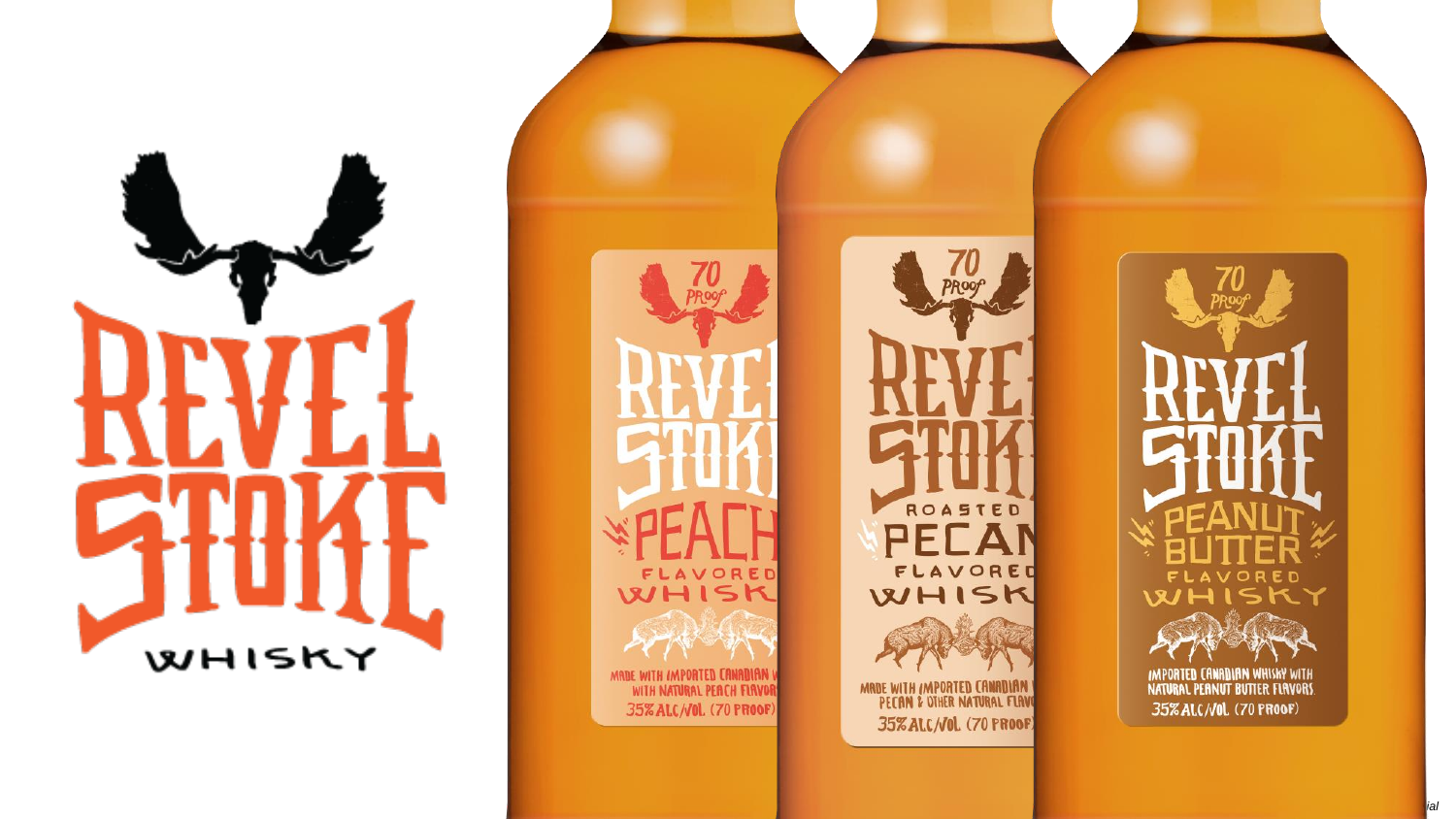# REVEL STOKE

WHISKY

70 Proof

REVEL STOKE

PEACH

FLAVORED WHISKY

MADE WITH IMPORTED CANADIAN WHISKY WITH NATURAL PEACH FLAVORS

35% ALC/VOL (70 PROOF)

70 Proof

REVEL STOKE

ROASTED PECAN

FLAVORED WHISKY

MADE WITH IMPORTED CANADIAN WHISKY PECAN & OTHER NATURAL FLAVORS

35% ALC/VOL (70 PROOF)

70 Proof

REVEL STOKE

PEANUT BUTTER

FLAVORED WHISKY

IMPORTED CANADIAN WHISKY WITH NATURAL PEANUT BUTTER FLAVORS.

35% ALC/VOL (70 PROOF)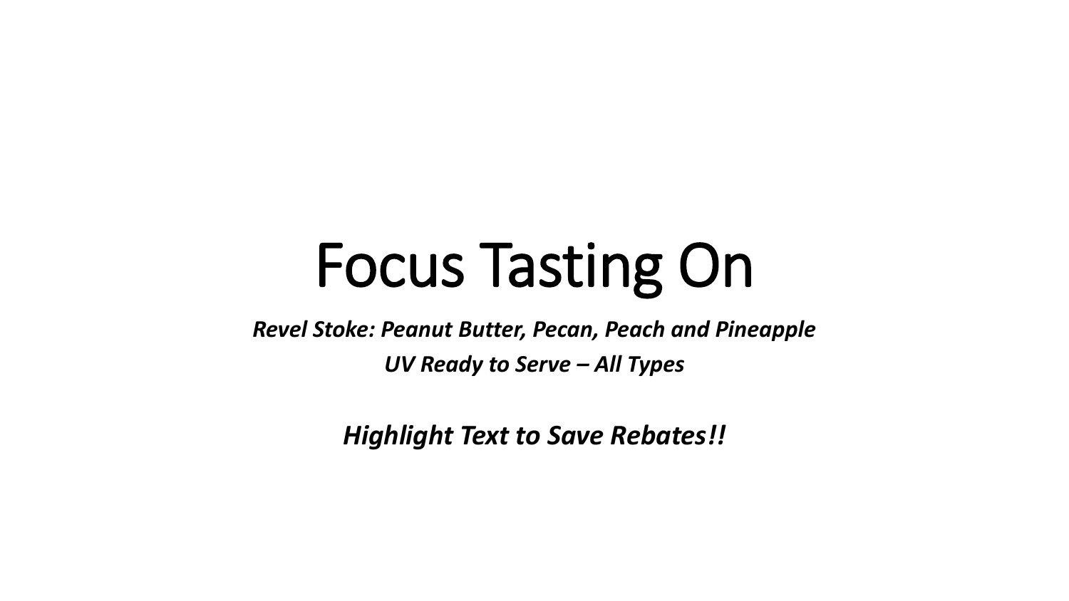# Focus Tasting On

***Revel Stoke: Peanut Butter, Pecan, Peach and Pineapple***

***UV Ready to Serve – All Types***

***Highlight Text to Save Rebates!!***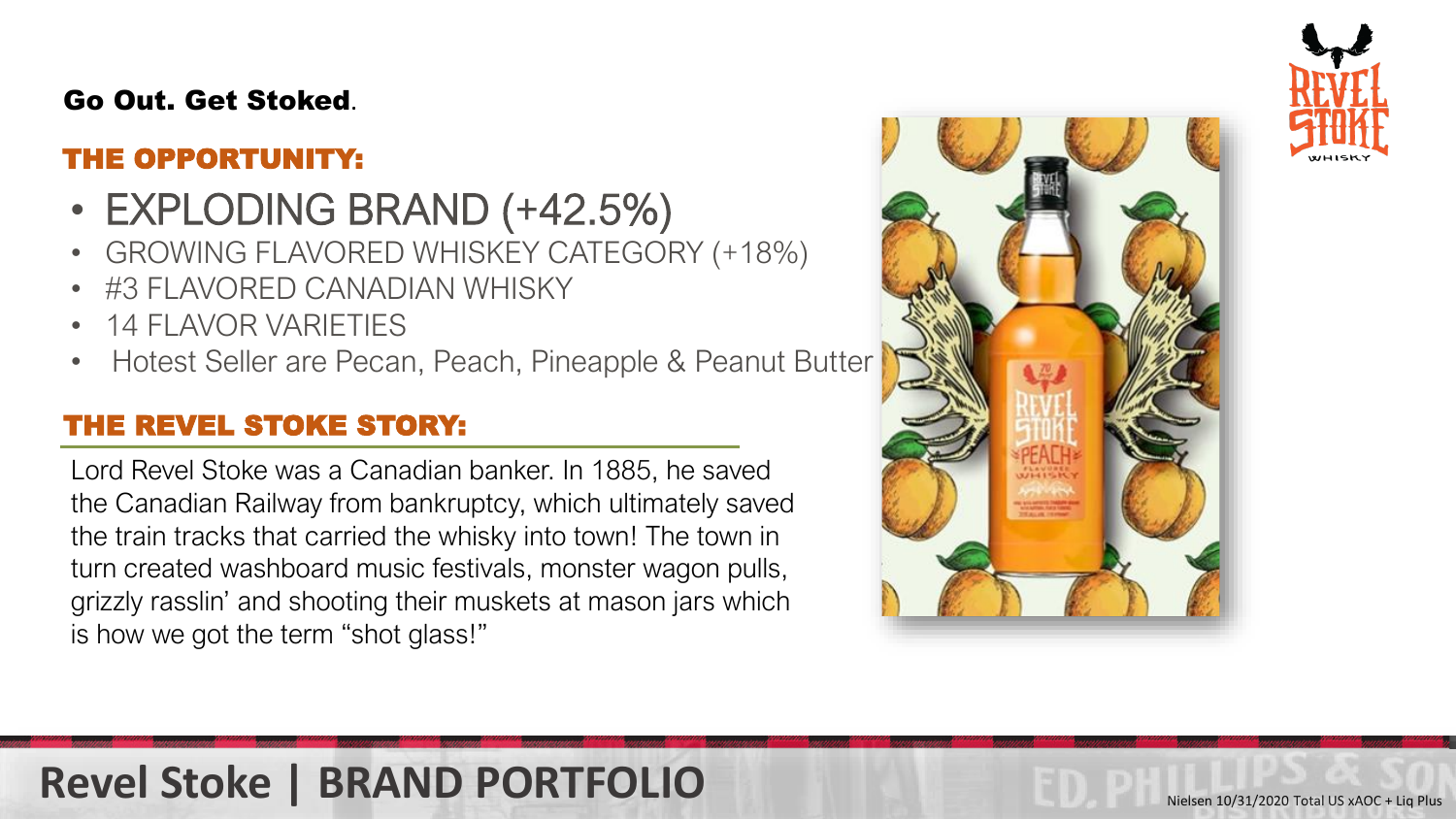**Go Out. Get Stoked**.

## THE OPPORTUNITY:

- EXPLODING BRAND (+42.5%)
- GROWING FLAVORED WHISKEY CATEGORY (+18%)
- #3 FLAVORED CANADIAN WHISKY
- 14 FLAVOR VARIETIES
- Hotest Seller are Pecan, Peach, Pineapple & Peanut Butter

## THE REVEL STOKE STORY:

Lord Revel Stoke was a Canadian banker. In 1885, he saved the Canadian Railway from bankruptcy, which ultimately saved the train tracks that carried the whisky into town! The town in turn created washboard music festivals, monster wagon pulls, grizzly rasslin' and shooting their muskets at mason jars which is how we got the term "shot glass!"

# Revel Stoke | BRAND PORTFOLIO

Nielsen 10/31/2020 Total US xAOC + Liq Plus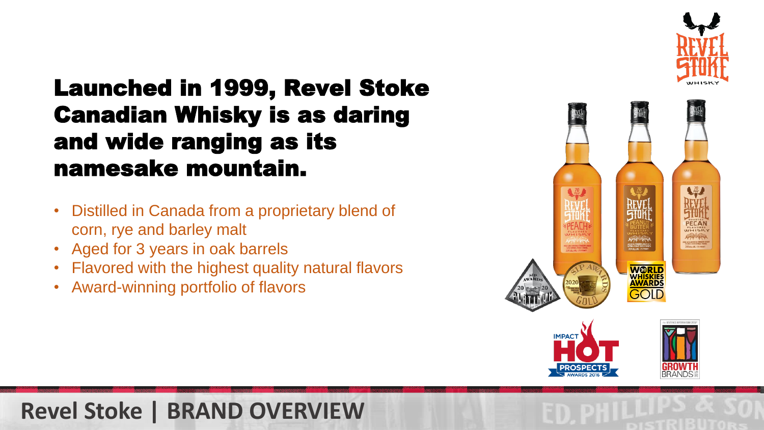# Launched in 1999, Revel Stoke Canadian Whisky is as daring and wide ranging as its namesake mountain.

- Distilled in Canada from a proprietary blend of corn, rye and barley malt
- Aged for 3 years in oak barrels
- Flavored with the highest quality natural flavors
- Award-winning portfolio of flavors

## Revel Stoke | BRAND OVERVIEW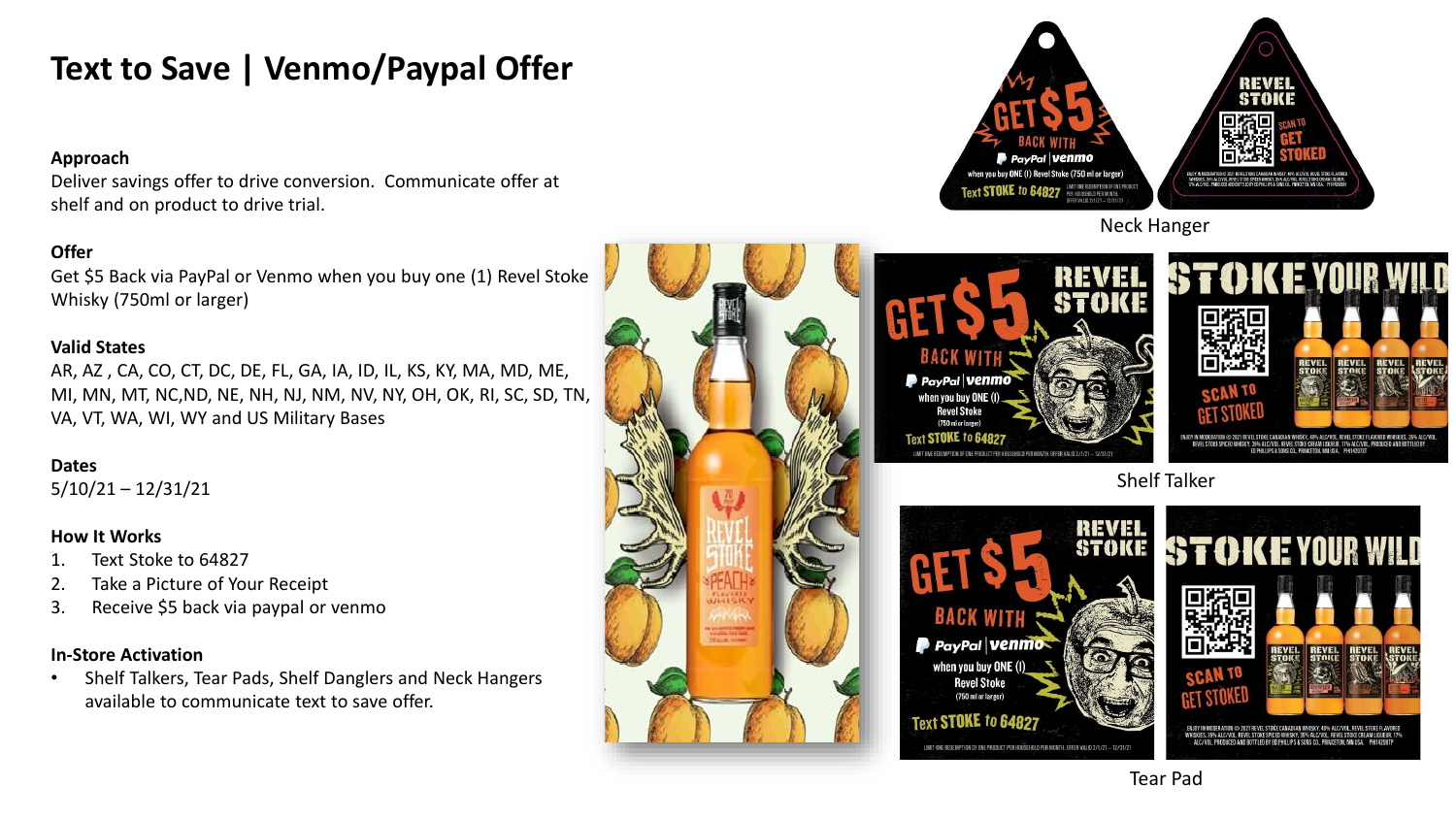# Text to Save | Venmo/Paypal Offer

**Approach**

Deliver savings offer to drive conversion. Communicate offer at shelf and on product to drive trial.

**Offer**

Get $5 Back via PayPal or Venmo when you buy one (1) Revel Stoke Whisky (750ml or larger)

**Valid States**

AR, AZ , CA, CO, CT, DC, DE, FL, GA, IA, ID, IL, KS, KY, MA, MD, ME, MI, MN, MT, NC,ND, NE, NH, NJ, NM, NV, NY, OH, OK, RI, SC, SD, TN, VA, VT, WA, WI, WY and US Military Bases

**Dates**

5/10/21 – 12/31/21

**How It Works**

1. Text Stoke to 64827
2. Take a Picture of Your Receipt
3. Receive $5 back via paypal or venmo

**In-Store Activation**

- Shelf Talkers, Tear Pads, Shelf Danglers and Neck Hangers available to communicate text to save offer.

Neck Hanger

Shelf Talker

Tear Pad